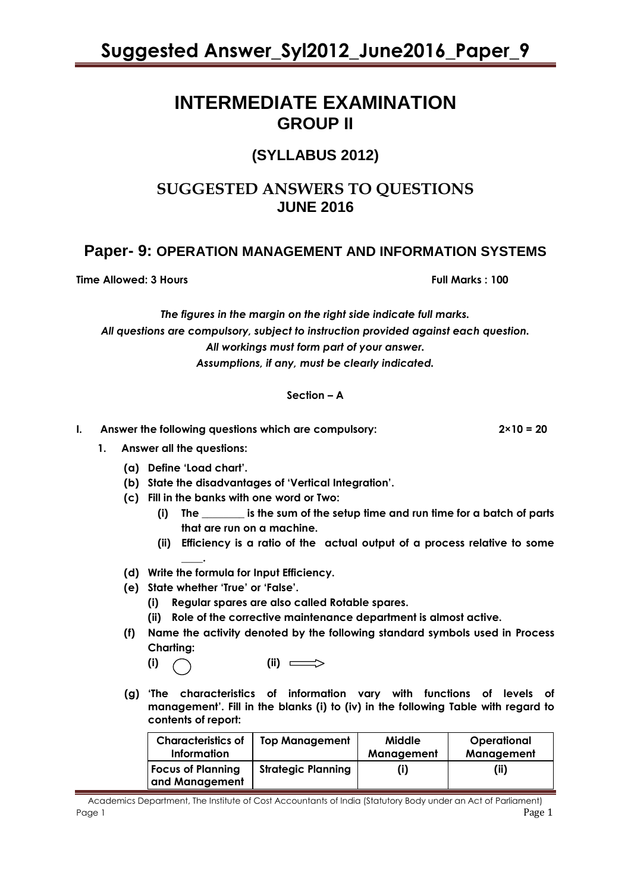# INTERMEDIATE EXAMINATION
## GROUP II

### (SYLLABUS 2012)

## SUGGESTED ANSWERS TO QUESTIONS
### JUNE 2016

## Paper- 9: OPERATION MANAGEMENT AND INFORMATION SYSTEMS

**Time Allowed: 3 Hours** **Full Marks : 100**

*The figures in the margin on the right side indicate full marks.*
*All questions are compulsory, subject to instruction provided against each question.*
*All workings must form part of your answer.*
*Assumptions, if any, must be clearly indicated.*

**Section – A**

**I. Answer the following questions which are compulsory: 2×10 = 20**

**1. Answer all the questions:**

**(a) Define 'Load chart'.**

**(b) State the disadvantages of 'Vertical Integration'.**

**(c) Fill in the banks with one word or Two:**

**(i) The ________ is the sum of the setup time and run time for a batch of parts that are run on a machine.**

**(ii) Efficiency is a ratio of the actual output of a process relative to some ____.**

**(d) Write the formula for Input Efficiency.**

**(e) State whether 'True' or 'False'.**

**(i) Regular spares are also called Rotable spares.**

**(ii) Role of the corrective maintenance department is almost active.**

**(f) Name the activity denoted by the following standard symbols used in Process Charting:**

**(i) ◯ (ii) ⟹**

**(g) 'The characteristics of information vary with functions of levels of management'. Fill in the blanks (i) to (iv) in the following Table with regard to contents of report:**

| Characteristics of Information | Top Management | Middle Management | Operational Management |
|---|---|---|---|
| Focus of Planning and Management | Strategic Planning | (i) | (ii) |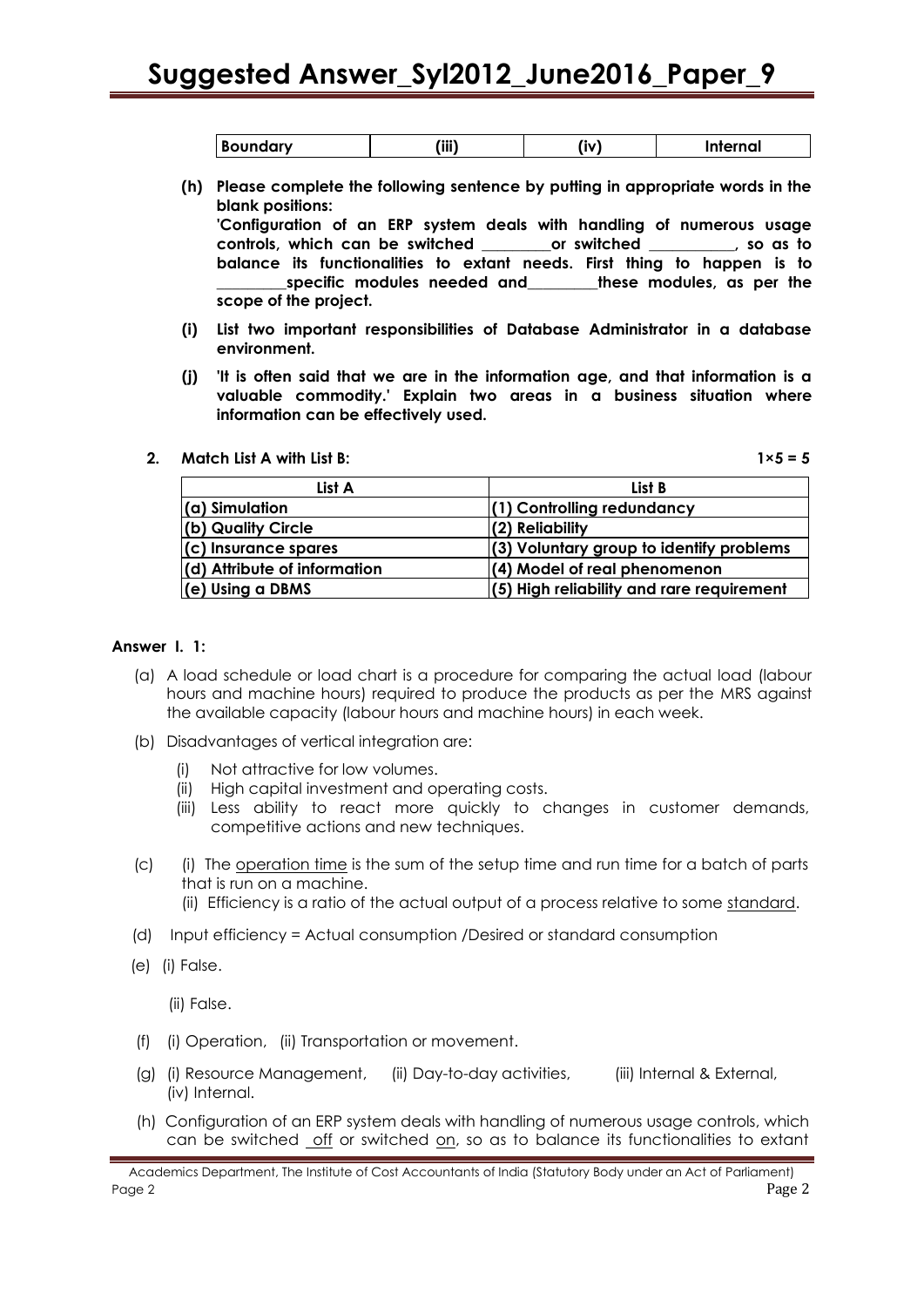| Boundary | (iii) | (iv) | Internal |
|---|---|---|---|

**(h) Please complete the following sentence by putting in appropriate words in the blank positions:**

**'Configuration of an ERP system deals with handling of numerous usage controls, which can be switched _________or switched ___________, so as to balance its functionalities to extant needs. First thing to happen is to _________specific modules needed and_________these modules, as per the scope of the project.**

**(i) List two important responsibilities of Database Administrator in a database environment.**

**(j) 'It is often said that we are in the information age, and that information is a valuable commodity.' Explain two areas in a business situation where information can be effectively used.**

**2. Match List A with List B:** **1×5 = 5**

| List A | List B |
|---|---|
| (a) Simulation | (1) Controlling redundancy |
| (b) Quality Circle | (2) Reliability |
| (c) Insurance spares | (3) Voluntary group to identify problems |
| (d) Attribute of information | (4) Model of real phenomenon |
| (e) Using a DBMS | (5) High reliability and rare requirement |

**Answer I. 1:**

(a) A load schedule or load chart is a procedure for comparing the actual load (labour hours and machine hours) required to produce the products as per the MRS against the available capacity (labour hours and machine hours) in each week.

(b) Disadvantages of vertical integration are:

- (i) Not attractive for low volumes.
- (ii) High capital investment and operating costs.
- (iii) Less ability to react more quickly to changes in customer demands, competitive actions and new techniques.

(c) (i) The operation time is the sum of the setup time and run time for a batch of parts that is run on a machine.

(ii) Efficiency is a ratio of the actual output of a process relative to some standard.

(d) Input efficiency = Actual consumption /Desired or standard consumption

(e) (i) False.

(ii) False.

(f) (i) Operation, (ii) Transportation or movement.

(g) (i) Resource Management, (ii) Day-to-day activities, (iii) Internal & External, (iv) Internal.

(h) Configuration of an ERP system deals with handling of numerous usage controls, which can be switched off or switched on, so as to balance its functionalities to extant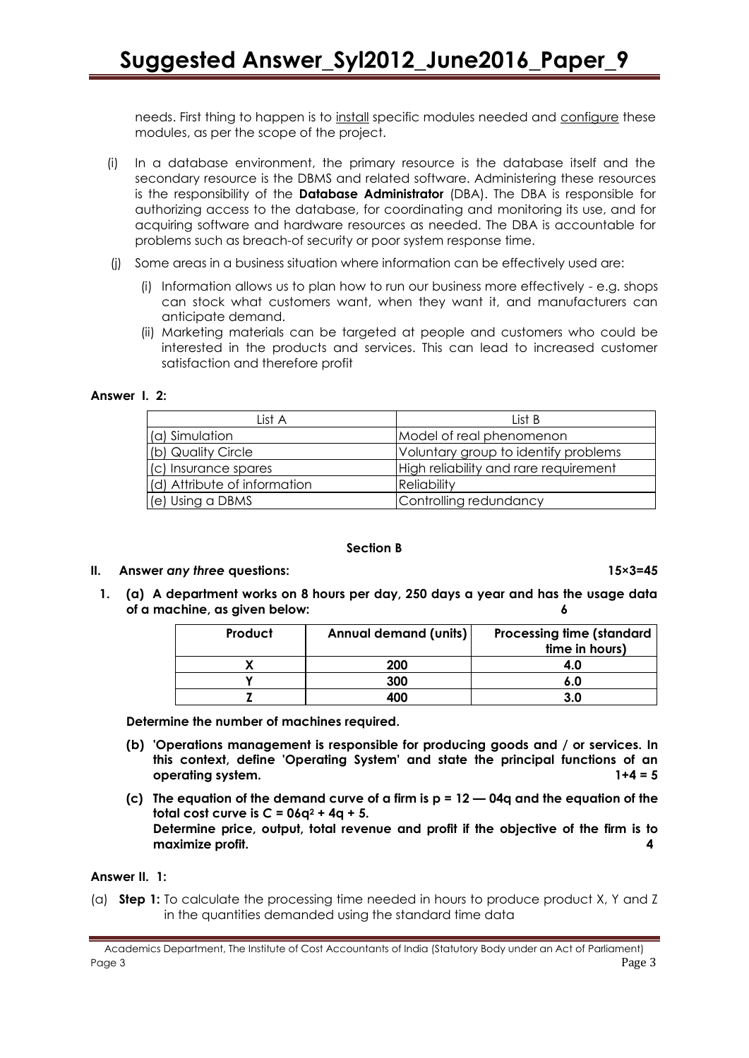needs. First thing to happen is to install specific modules needed and configure these modules, as per the scope of the project.

(i) In a database environment, the primary resource is the database itself and the secondary resource is the DBMS and related software. Administering these resources is the responsibility of the **Database Administrator** (DBA). The DBA is responsible for authorizing access to the database, for coordinating and monitoring its use, and for acquiring software and hardware resources as needed. The DBA is accountable for problems such as breach-of security or poor system response time.

(j) Some areas in a business situation where information can be effectively used are:

(i) Information allows us to plan how to run our business more effectively - e.g. shops can stock what customers want, when they want it, and manufacturers can anticipate demand.

(ii) Marketing materials can be targeted at people and customers who could be interested in the products and services. This can lead to increased customer satisfaction and therefore profit

**Answer I. 2:**

| List A | List B |
|---|---|
| (a) Simulation | Model of real phenomenon |
| (b) Quality Circle | Voluntary group to identify problems |
| (c) Insurance spares | High reliability and rare requirement |
| (d) Attribute of information | Reliability |
| (e) Using a DBMS | Controlling redundancy |

**Section B**

**II. Answer *any three* questions: 15×3=45**

**1. (a) A department works on 8 hours per day, 250 days a year and has the usage data of a machine, as given below: 6**

| Product | Annual demand (units) | Processing time (standard time in hours) |
|---|---|---|
| X | 200 | 4.0 |
| Y | 300 | 6.0 |
| Z | 400 | 3.0 |

**Determine the number of machines required.**

**(b) 'Operations management is responsible for producing goods and / or services. In this context, define 'Operating System' and state the principal functions of an operating system. 1+4 = 5**

**(c) The equation of the demand curve of a firm is $p = 12 - 04q$ and the equation of the total cost curve is $C = 06q^2 + 4q + 5$.**
**Determine price, output, total revenue and profit if the objective of the firm is to maximize profit. 4**

**Answer II. 1:**

(a) **Step 1:** To calculate the processing time needed in hours to produce product X, Y and Z in the quantities demanded using the standard time data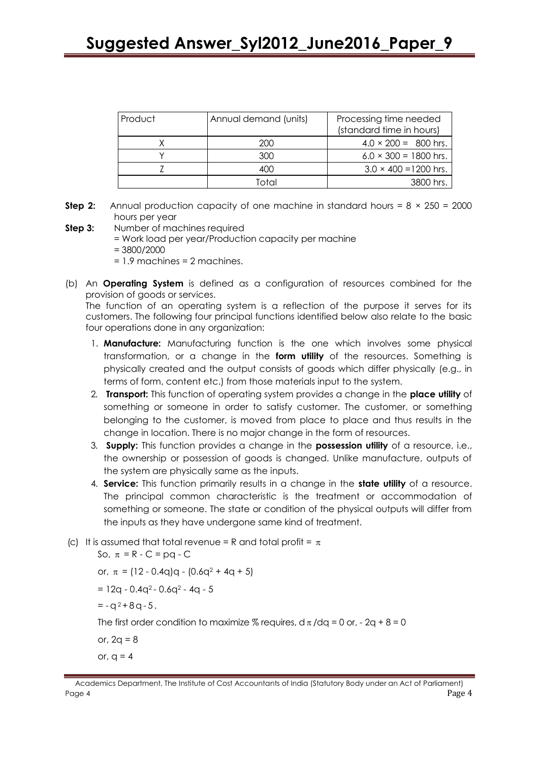| Product | Annual demand (units) | Processing time needed (standard time in hours) |
|---|---|---|
| X | 200 | $4.0 \times 200 = 800$ hrs. |
| Y | 300 | $6.0 \times 300 = 1800$ hrs. |
| Z | 400 | $3.0 \times 400 = 1200$ hrs. |
| | Total | 3800 hrs. |

**Step 2:** Annual production capacity of one machine in standard hours = $8 \times 250 = 2000$ hours per year

**Step 3:** Number of machines required

= Work load per year/Production capacity per machine

= 3800/2000

= 1.9 machines = 2 machines.

(b) An **Operating System** is defined as a configuration of resources combined for the provision of goods or services.

The function of an operating system is a reflection of the purpose it serves for its customers. The following four principal functions identified below also relate to the basic four operations done in any organization:

1. **Manufacture:** Manufacturing function is the one which involves some physical transformation, or a change in the **form utility** of the resources. Something is physically created and the output consists of goods which differ physically (e.g., in terms of form, content etc.) from those materials input to the system.
2. **Transport:** This function of operating system provides a change in the **place utility** of something or someone in order to satisfy customer. The customer, or something belonging to the customer, is moved from place to place and thus results in the change in location. There is no major change in the form of resources.
3. **Supply:** This function provides a change in the **possession utility** of a resource, i.e., the ownership or possession of goods is changed. Unlike manufacture, outputs of the system are physically same as the inputs.
4. **Service:** This function primarily results in a change in the **state utility** of a resource. The principal common characteristic is the treatment or accommodation of something or someone. The state or condition of the physical outputs will differ from the inputs as they have undergone same kind of treatment.

(c) It is assumed that total revenue = R and total profit = $\pi$

So, $\pi = R - C = pq - C$

or, $\pi = (12 - 0.4q)q - (0.6q^2 + 4q + 5)$

$= 12q - 0.4q^2 - 0.6q^2 - 4q - 5$

$= -q^2 + 8q - 5.$

The first order condition to maximize % requires, $d\pi/dq = 0$ or, $-2q + 8 = 0$

or, $2q = 8$

or, $q = 4$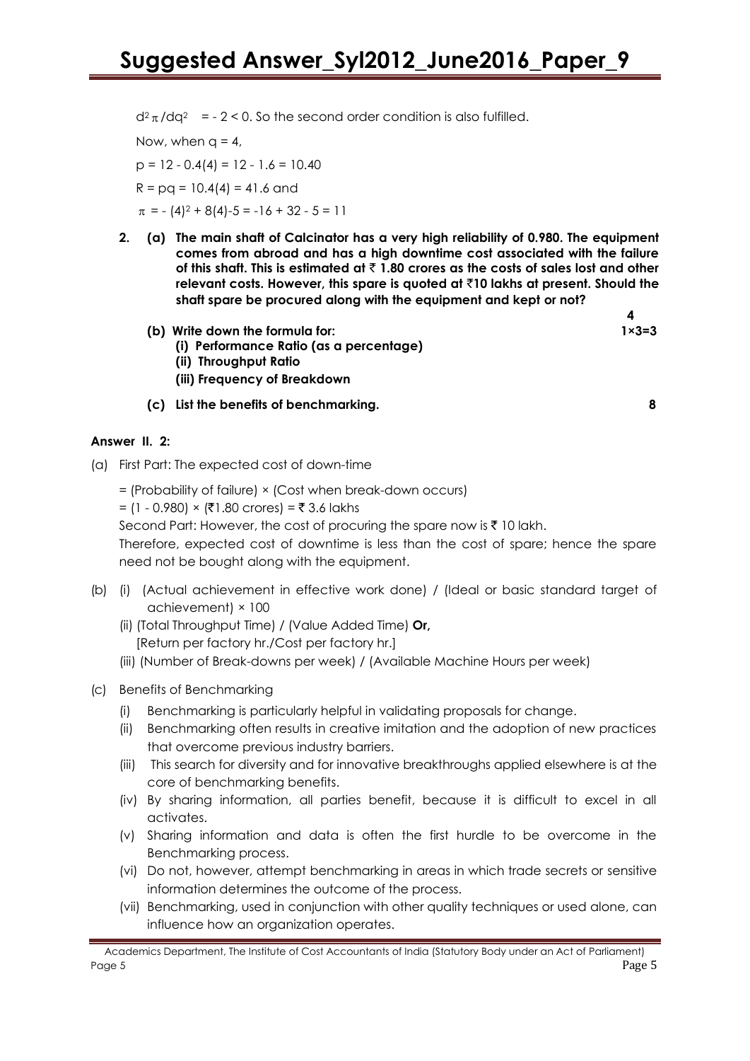$d^2\pi/dq^2 = -2 < 0$. So the second order condition is also fulfilled.

Now, when $q = 4$,

$p = 12 - 0.4(4) = 12 - 1.6 = 10.40$

$R = pq = 10.4(4) = 41.6$ and

$\pi = -(4)^2 + 8(4) - 5 = -16 + 32 - 5 = 11$

**2. (a) The main shaft of Calcinator has a very high reliability of 0.980. The equipment comes from abroad and has a high downtime cost associated with the failure of this shaft. This is estimated at ₹ 1.80 crores as the costs of sales lost and other relevant costs. However, this spare is quoted at ₹10 lakhs at present. Should the shaft spare be procured along with the equipment and kept or not?** **4**

**(b) Write down the formula for:** **1×3=3**

**(i) Performance Ratio (as a percentage)**

**(ii) Throughput Ratio**

**(iii) Frequency of Breakdown**

**(c) List the benefits of benchmarking.** **8**

**Answer II. 2:**

(a) First Part: The expected cost of down-time

= (Probability of failure) × (Cost when break-down occurs)

= (1 - 0.980) × (₹1.80 crores) = ₹ 3.6 lakhs

Second Part: However, the cost of procuring the spare now is ₹ 10 lakh.

Therefore, expected cost of downtime is less than the cost of spare; hence the spare need not be bought along with the equipment.

(b) (i) (Actual achievement in effective work done) / (Ideal or basic standard target of achievement) × 100

(ii) (Total Throughput Time) / (Value Added Time) **Or,**
[Return per factory hr./Cost per factory hr.]

(iii) (Number of Break-downs per week) / (Available Machine Hours per week)

(c) Benefits of Benchmarking

(i) Benchmarking is particularly helpful in validating proposals for change.

(ii) Benchmarking often results in creative imitation and the adoption of new practices that overcome previous industry barriers.

(iii) This search for diversity and for innovative breakthroughs applied elsewhere is at the core of benchmarking benefits.

(iv) By sharing information, all parties benefit, because it is difficult to excel in all activates.

(v) Sharing information and data is often the first hurdle to be overcome in the Benchmarking process.

(vi) Do not, however, attempt benchmarking in areas in which trade secrets or sensitive information determines the outcome of the process.

(vii) Benchmarking, used in conjunction with other quality techniques or used alone, can influence how an organization operates.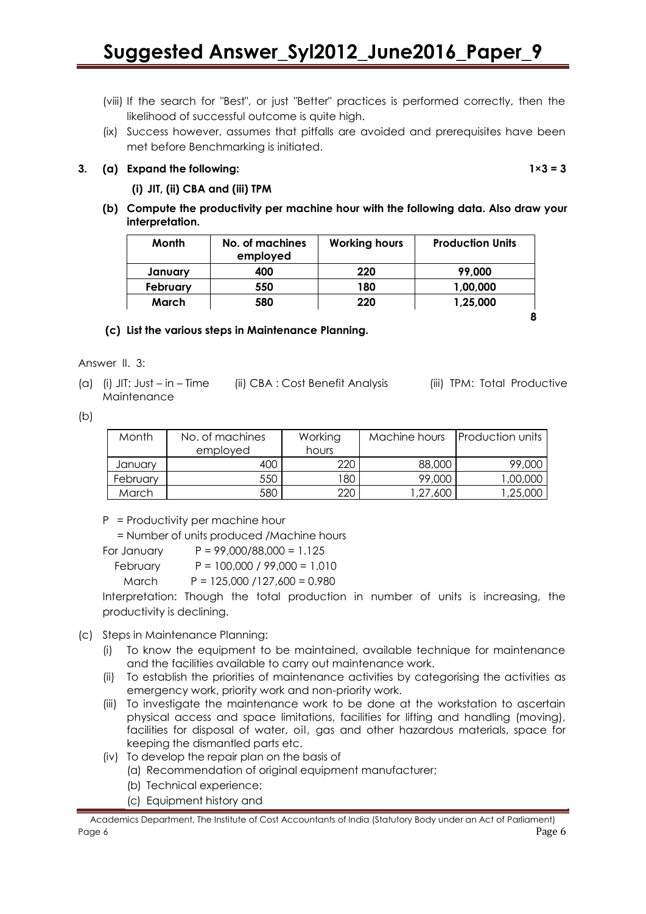(viii) If the search for "Best", or just "Better" practices is performed correctly, then the likelihood of successful outcome is quite high.

(ix) Success however, assumes that pitfalls are avoided and prerequisites have been met before Benchmarking is initiated.

**3. (a) Expand the following: 1×3 = 3**

**(i) JIT, (ii) CBA and (iii) TPM**

**(b) Compute the productivity per machine hour with the following data. Also draw your interpretation.**

| Month | No. of machines employed | Working hours | Production Units |
|---|---|---|---|
| January | 400 | 220 | 99,000 |
| February | 550 | 180 | 1,00,000 |
| March | 580 | 220 | 1,25,000 |

**8**

**(c) List the various steps in Maintenance Planning.**

Answer II. 3:

(a) (i) JIT: Just – in – Time (ii) CBA : Cost Benefit Analysis (iii) TPM: Total Productive Maintenance

(b)

| Month | No. of machines employed | Working hours | Machine hours | Production units |
|---|---|---|---|---|
| January | 400 | 220 | 88,000 | 99,000 |
| February | 550 | 180 | 99,000 | 1,00,000 |
| March | 580 | 220 | 1,27,600 | 1,25,000 |

P = Productivity per machine hour

= Number of units produced /Machine hours

For January $P = 99,000/88,000 = 1.125$

February $P = 100,000 / 99,000 = 1.010$

March $P = 125,000 /127,600 = 0.980$

Interpretation: Though the total production in number of units is increasing, the productivity is declining.

(c) Steps in Maintenance Planning:

(i) To know the equipment to be maintained, available technique for maintenance and the facilities available to carry out maintenance work.

(ii) To establish the priorities of maintenance activities by categorising the activities as emergency work, priority work and non-priority work.

(iii) To investigate the maintenance work to be done at the workstation to ascertain physical access and space limitations, facilities for lifting and handling (moving), facilities for disposal of water, oil, gas and other hazardous materials, space for keeping the dismantled parts etc.

(iv) To develop the repair plan on the basis of

(a) Recommendation of original equipment manufacturer;

(b) Technical experience;

(c) Equipment history and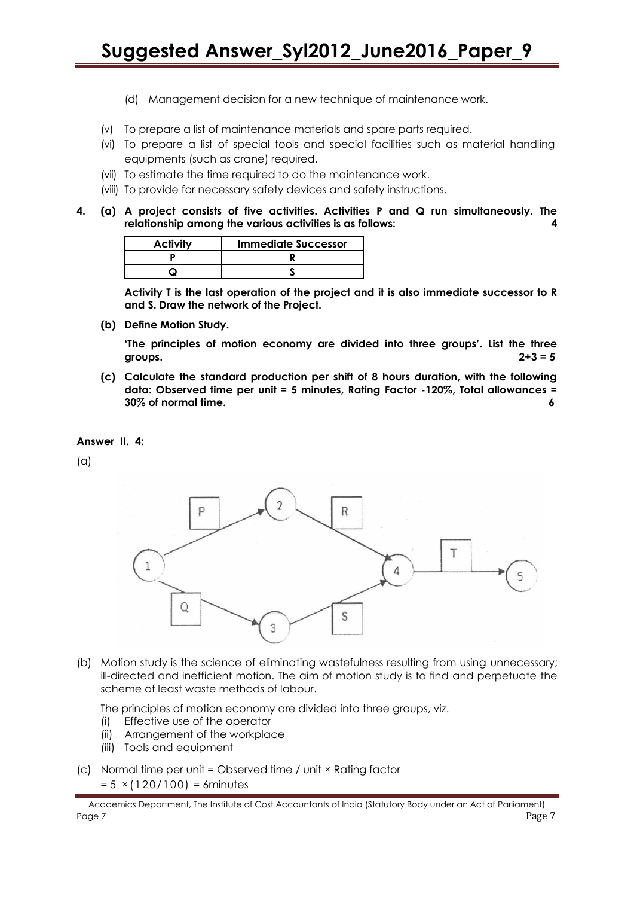(d) Management decision for a new technique of maintenance work.

(v) To prepare a list of maintenance materials and spare parts required.

(vi) To prepare a list of special tools and special facilities such as material handling equipments (such as crane) required.

(vii) To estimate the time required to do the maintenance work.

(viii) To provide for necessary safety devices and safety instructions.

**4. (a) A project consists of five activities. Activities P and Q run simultaneously. The relationship among the various activities is as follows: 4**

| Activity | Immediate Successor |
|---|---|
| P | R |
| Q | S |

**Activity T is the last operation of the project and it is also immediate successor to R and S. Draw the network of the Project.**

**(b) Define Motion Study.**

**'The principles of motion economy are divided into three groups'. List the three groups. 2+3 = 5**

**(c) Calculate the standard production per shift of 8 hours duration, with the following data: Observed time per unit = 5 minutes, Rating Factor -120%, Total allowances = 30% of normal time. 6**

**Answer II. 4:**

(a)

(b) Motion study is the science of eliminating wastefulness resulting from using unnecessary; ill-directed and inefficient motion. The aim of motion study is to find and perpetuate the scheme of least waste methods of labour.

The principles of motion economy are divided into three groups, viz.

(i) Effective use of the operator
(ii) Arrangement of the workplace
(iii) Tools and equipment

(c) Normal time per unit = Observed time / unit × Rating factor

$= 5 \times (120/100) = 6$minutes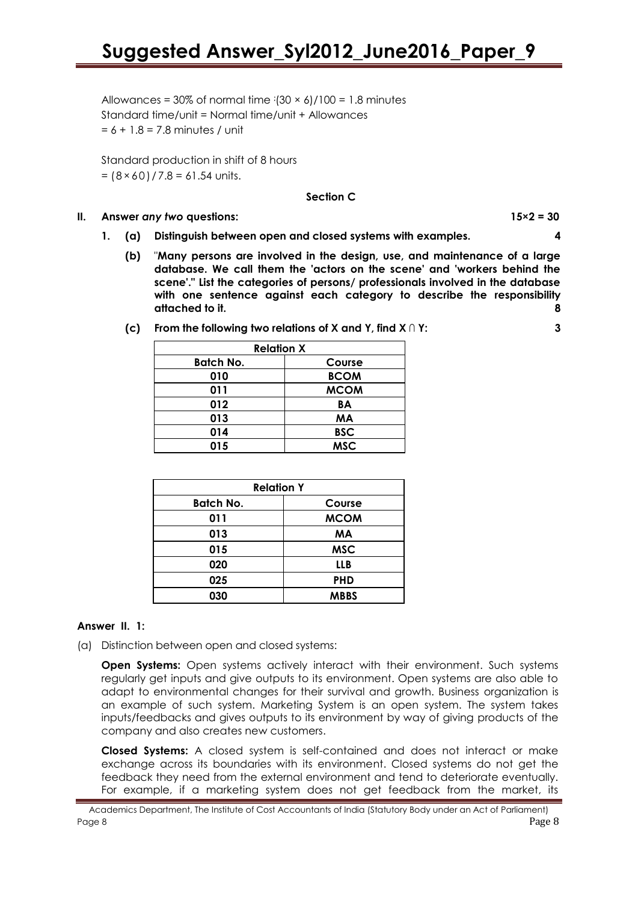Allowances = 30% of normal time :$(30 \times 6)/100 = 1.8$ minutes

Standard time/unit = Normal time/unit + Allowances

$= 6 + 1.8 = 7.8$ minutes / unit

Standard production in shift of 8 hours

$= (8 \times 60) / 7.8 = 61.54$ units.

## Section C

**II. Answer *any two* questions: 15×2 = 30**

**1. (a) Distinguish between open and closed systems with examples. 4**

**(b) "Many persons are involved in the design, use, and maintenance of a large database. We call them the 'actors on the scene' and 'workers behind the scene'." List the categories of persons/ professionals involved in the database with one sentence against each category to describe the responsibility attached to it. 8**

**(c) From the following two relations of X and Y, find X ∩ Y: 3**

| Relation X | |
|---|---|
| **Batch No.** | **Course** |
| 010 | BCOM |
| 011 | MCOM |
| 012 | BA |
| 013 | MA |
| 014 | BSC |
| 015 | MSC |

| Relation Y | |
|---|---|
| **Batch No.** | **Course** |
| 011 | MCOM |
| 013 | MA |
| 015 | MSC |
| 020 | LLB |
| 025 | PHD |
| 030 | MBBS |

**Answer II. 1:**

(a) Distinction between open and closed systems:

**Open Systems:** Open systems actively interact with their environment. Such systems regularly get inputs and give outputs to its environment. Open systems are also able to adapt to environmental changes for their survival and growth. Business organization is an example of such system. Marketing System is an open system. The system takes inputs/feedbacks and gives outputs to its environment by way of giving products of the company and also creates new customers.

**Closed Systems:** A closed system is self-contained and does not interact or make exchange across its boundaries with its environment. Closed systems do not get the feedback they need from the external environment and tend to deteriorate eventually. For example, if a marketing system does not get feedback from the market, its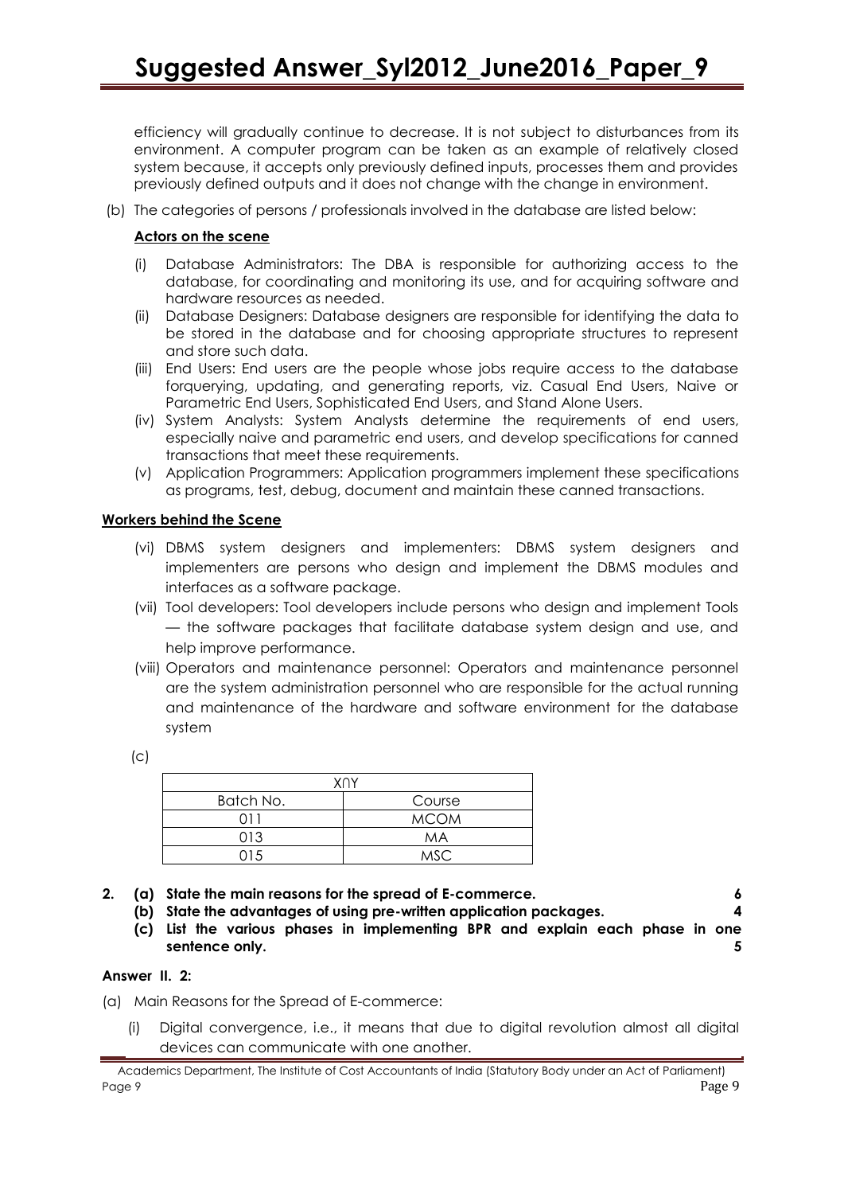efficiency will gradually continue to decrease. It is not subject to disturbances from its environment. A computer program can be taken as an example of relatively closed system because, it accepts only previously defined inputs, processes them and provides previously defined outputs and it does not change with the change in environment.

(b) The categories of persons / professionals involved in the database are listed below:

**Actors on the scene**

(i) Database Administrators: The DBA is responsible for authorizing access to the database, for coordinating and monitoring its use, and for acquiring software and hardware resources as needed.

(ii) Database Designers: Database designers are responsible for identifying the data to be stored in the database and for choosing appropriate structures to represent and store such data.

(iii) End Users: End users are the people whose jobs require access to the database forquerying, updating, and generating reports, viz. Casual End Users, Naive or Parametric End Users, Sophisticated End Users, and Stand Alone Users.

(iv) System Analysts: System Analysts determine the requirements of end users, especially naive and parametric end users, and develop specifications for canned transactions that meet these requirements.

(v) Application Programmers: Application programmers implement these specifications as programs, test, debug, document and maintain these canned transactions.

**Workers behind the Scene**

(vi) DBMS system designers and implementers: DBMS system designers and implementers are persons who design and implement the DBMS modules and interfaces as a software package.

(vii) Tool developers: Tool developers include persons who design and implement Tools — the software packages that facilitate database system design and use, and help improve performance.

(viii) Operators and maintenance personnel: Operators and maintenance personnel are the system administration personnel who are responsible for the actual running and maintenance of the hardware and software environment for the database system

(c)

| X∩Y | |
|---|---|
| Batch No. | Course |
| 011 | MCOM |
| 013 | MA |
| 015 | MSC |

**2. (a) State the main reasons for the spread of E-commerce. 6**

**(b) State the advantages of using pre-written application packages. 4**

**(c) List the various phases in implementing BPR and explain each phase in one sentence only. 5**

**Answer II. 2:**

(a) Main Reasons for the Spread of E-commerce:

(i) Digital convergence, i.e., it means that due to digital revolution almost all digital devices can communicate with one another.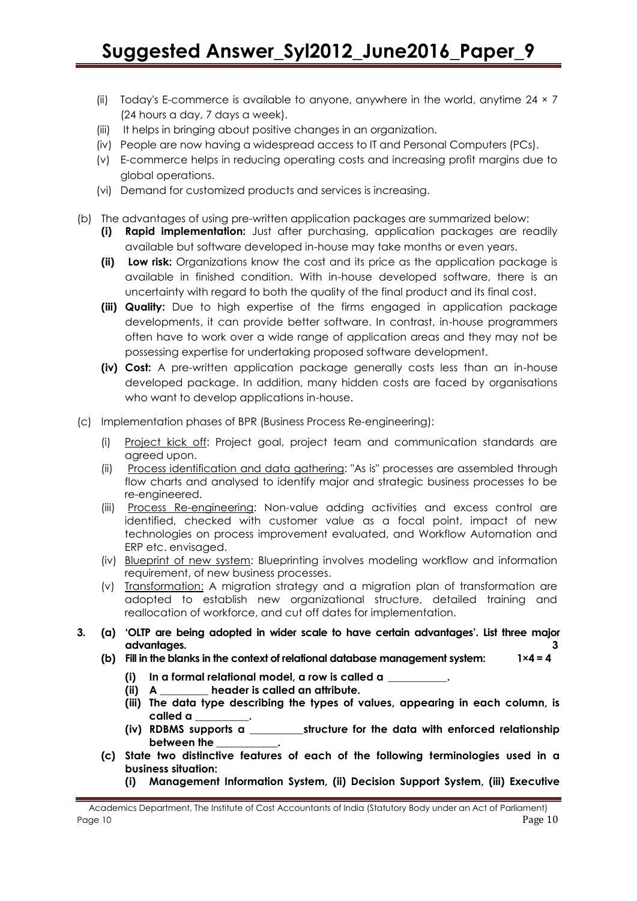(ii) Today's E-commerce is available to anyone, anywhere in the world, anytime 24 × 7 (24 hours a day, 7 days a week).

(iii) It helps in bringing about positive changes in an organization.

(iv) People are now having a widespread access to IT and Personal Computers (PCs).

(v) E-commerce helps in reducing operating costs and increasing profit margins due to global operations.

(vi) Demand for customized products and services is increasing.

(b) The advantages of using pre-written application packages are summarized below:

**(i) Rapid implementation:** Just after purchasing, application packages are readily available but software developed in-house may take months or even years.

**(ii) Low risk:** Organizations know the cost and its price as the application package is available in finished condition. With in-house developed software, there is an uncertainty with regard to both the quality of the final product and its final cost.

**(iii) Quality:** Due to high expertise of the firms engaged in application package developments, it can provide better software. In contrast, in-house programmers often have to work over a wide range of application areas and they may not be possessing expertise for undertaking proposed software development.

**(iv) Cost:** A pre-written application package generally costs less than an in-house developed package. In addition, many hidden costs are faced by organisations who want to develop applications in-house.

(c) Implementation phases of BPR (Business Process Re-engineering):

(i) Project kick off: Project goal, project team and communication standards are agreed upon.

(ii) Process identification and data gathering: "As is" processes are assembled through flow charts and analysed to identify major and strategic business processes to be re-engineered.

(iii) Process Re-engineering: Non-value adding activities and excess control are identified, checked with customer value as a focal point, impact of new technologies on process improvement evaluated, and Workflow Automation and ERP etc. envisaged.

(iv) Blueprint of new system: Blueprinting involves modeling workflow and information requirement, of new business processes.

(v) Transformation: A migration strategy and a migration plan of transformation are adopted to establish new organizational structure, detailed training and reallocation of workforce, and cut off dates for implementation.

**3. (a) 'OLTP are being adopted in wider scale to have certain advantages'. List three major advantages. 3**

**(b) Fill in the blanks in the context of relational database management system: 1×4 = 4**

**(i) In a formal relational model, a row is called a ___________.**

**(ii) A _________ header is called an attribute.**

**(iii) The data type describing the types of values, appearing in each column, is called a __________.**

**(iv) RDBMS supports a __________structure for the data with enforced relationship between the ___________.**

**(c) State two distinctive features of each of the following terminologies used in a business situation:**

**(i) Management Information System, (ii) Decision Support System, (iii) Executive**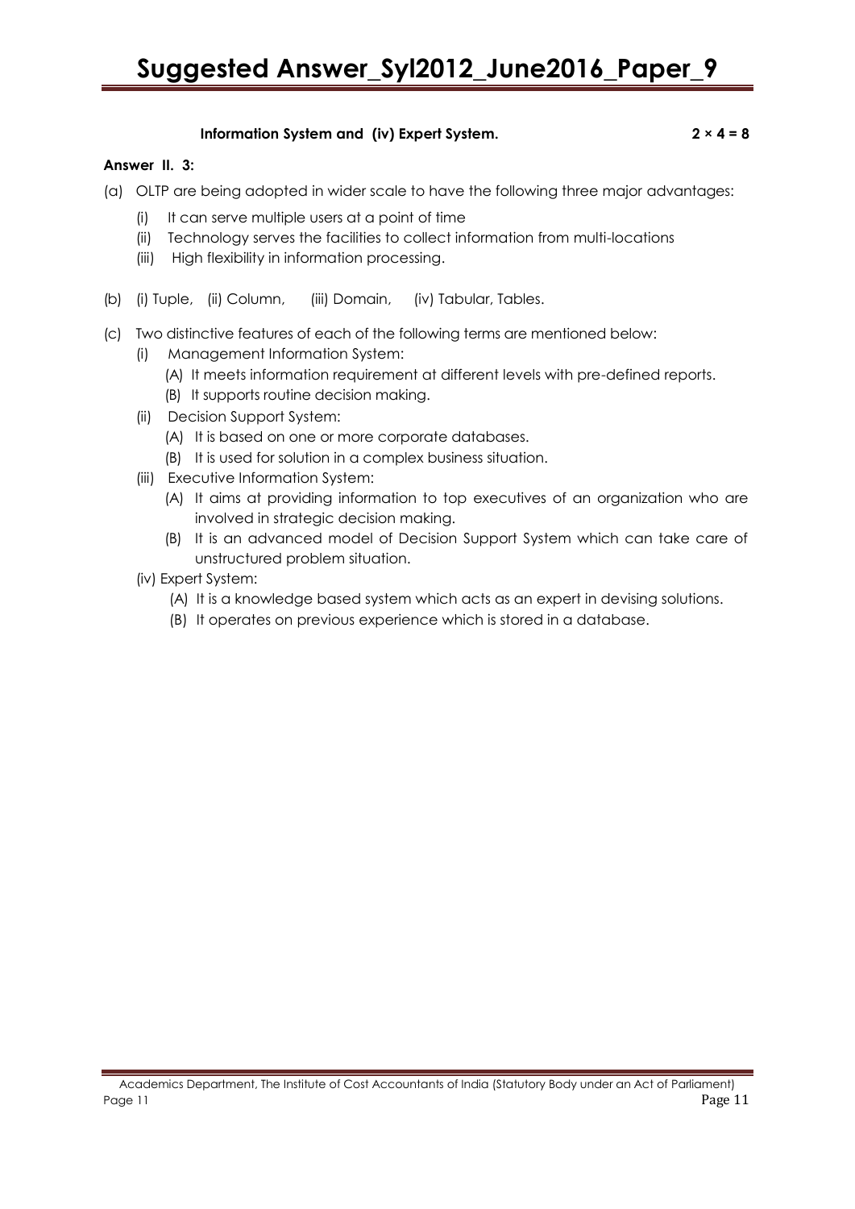**Information System and (iv) Expert System. 2 × 4 = 8**

**Answer II. 3:**

(a) OLTP are being adopted in wider scale to have the following three major advantages:

- (i) It can serve multiple users at a point of time
- (ii) Technology serves the facilities to collect information from multi-locations
- (iii) High flexibility in information processing.

(b) (i) Tuple, (ii) Column, (iii) Domain, (iv) Tabular, Tables.

(c) Two distinctive features of each of the following terms are mentioned below:

- (i) Management Information System:
  - (A) It meets information requirement at different levels with pre-defined reports.
  - (B) It supports routine decision making.
- (ii) Decision Support System:
  - (A) It is based on one or more corporate databases.
  - (B) It is used for solution in a complex business situation.
- (iii) Executive Information System:
  - (A) It aims at providing information to top executives of an organization who are involved in strategic decision making.
  - (B) It is an advanced model of Decision Support System which can take care of unstructured problem situation.
- (iv) Expert System:
  - (A) It is a knowledge based system which acts as an expert in devising solutions.
  - (B) It operates on previous experience which is stored in a database.